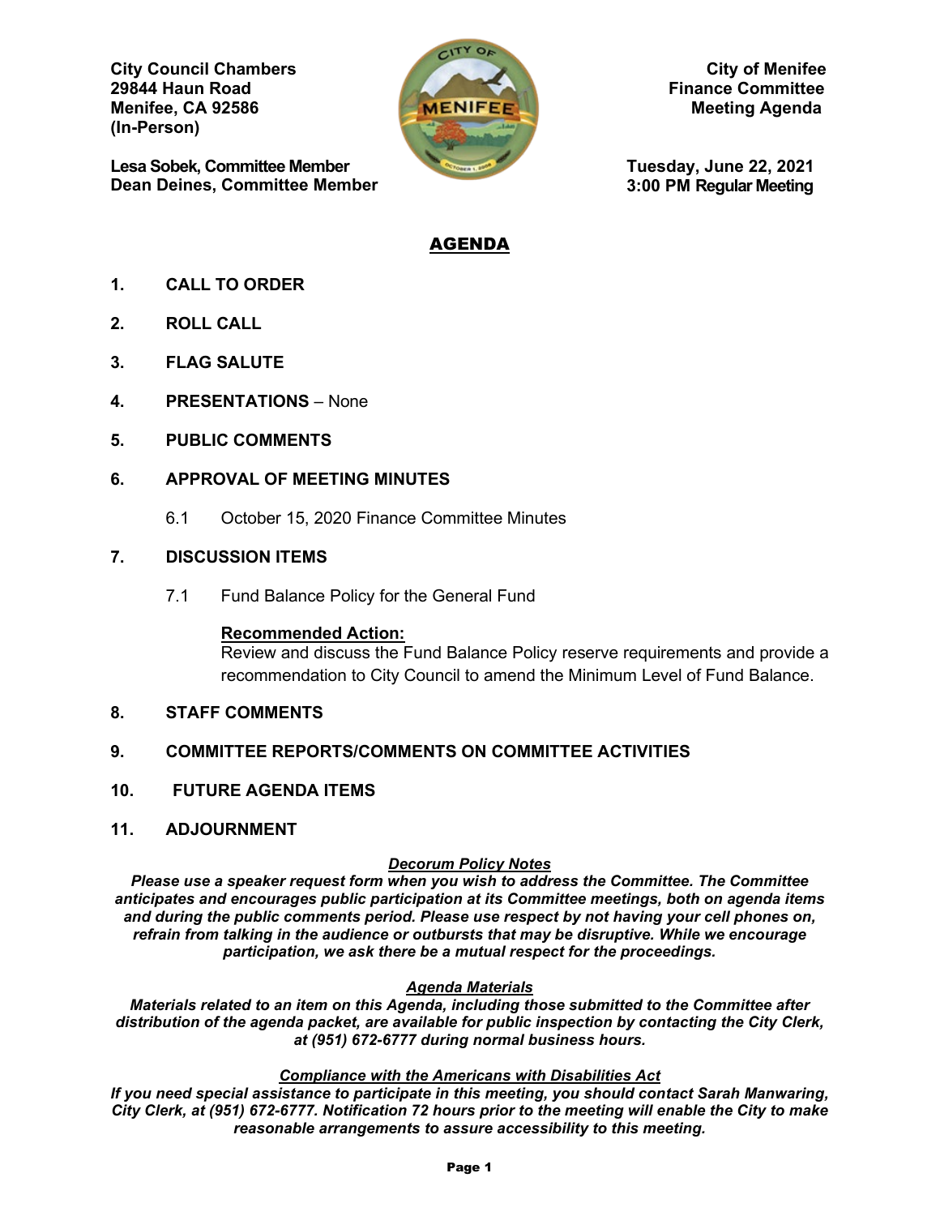**City Council Chambers**
**29844 Haun Road**
**Menifee, CA 92586**
**(In-Person)**

**Lesa Sobek, Committee Member**
**Dean Deines, Committee Member**

**City of Menifee**
**Finance Committee**
**Meeting Agenda**

**Tuesday, June 22, 2021**
**3:00 PM Regular Meeting**

# AGENDA

1. **CALL TO ORDER**

2. **ROLL CALL**

3. **FLAG SALUTE**

4. **PRESENTATIONS** – None

5. **PUBLIC COMMENTS**

6. **APPROVAL OF MEETING MINUTES**

   6.1 October 15, 2020 Finance Committee Minutes

7. **DISCUSSION ITEMS**

   7.1 Fund Balance Policy for the General Fund

   **Recommended Action:**
   Review and discuss the Fund Balance Policy reserve requirements and provide a recommendation to City Council to amend the Minimum Level of Fund Balance.

8. **STAFF COMMENTS**

9. **COMMITTEE REPORTS/COMMENTS ON COMMITTEE ACTIVITIES**

10. **FUTURE AGENDA ITEMS**

11. **ADJOURNMENT**

***Decorum Policy Notes***
***Please use a speaker request form when you wish to address the Committee. The Committee anticipates and encourages public participation at its Committee meetings, both on agenda items and during the public comments period. Please use respect by not having your cell phones on, refrain from talking in the audience or outbursts that may be disruptive. While we encourage participation, we ask there be a mutual respect for the proceedings.***

***Agenda Materials***
***Materials related to an item on this Agenda, including those submitted to the Committee after distribution of the agenda packet, are available for public inspection by contacting the City Clerk, at (951) 672-6777 during normal business hours.***

***Compliance with the Americans with Disabilities Act***
***If you need special assistance to participate in this meeting, you should contact Sarah Manwaring, City Clerk, at (951) 672-6777. Notification 72 hours prior to the meeting will enable the City to make reasonable arrangements to assure accessibility to this meeting.***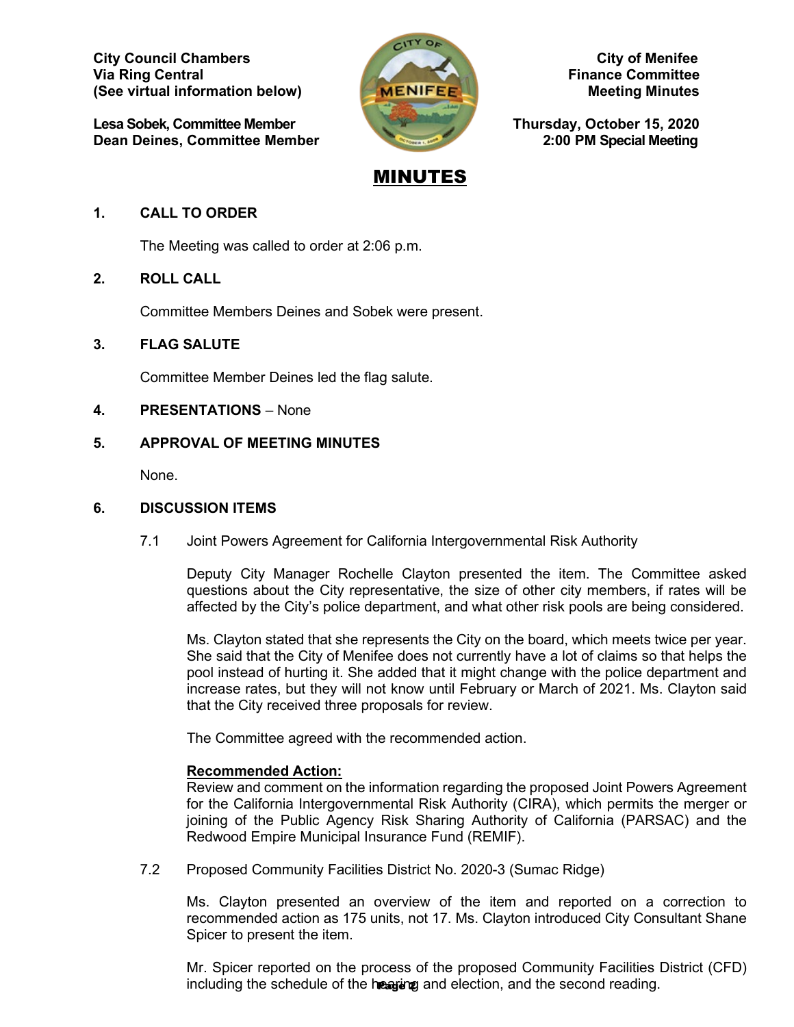City Council Chambers
Via Ring Central
(See virtual information below)

**Lesa Sobek, Committee Member**
**Dean Deines, Committee Member**

**City of Menifee**
**Finance Committee**
**Meeting Minutes**

**Thursday, October 15, 2020**
**2:00 PM Special Meeting**

# MINUTES

## 1. CALL TO ORDER

The Meeting was called to order at 2:06 p.m.

## 2. ROLL CALL

Committee Members Deines and Sobek were present.

## 3. FLAG SALUTE

Committee Member Deines led the flag salute.

## 4. PRESENTATIONS – None

## 5. APPROVAL OF MEETING MINUTES

None.

## 6. DISCUSSION ITEMS

### 7.1 Joint Powers Agreement for California Intergovernmental Risk Authority

Deputy City Manager Rochelle Clayton presented the item. The Committee asked questions about the City representative, the size of other city members, if rates will be affected by the City's police department, and what other risk pools are being considered.

Ms. Clayton stated that she represents the City on the board, which meets twice per year. She said that the City of Menifee does not currently have a lot of claims so that helps the pool instead of hurting it. She added that it might change with the police department and increase rates, but they will not know until February or March of 2021. Ms. Clayton said that the City received three proposals for review.

The Committee agreed with the recommended action.

**Recommended Action:**
Review and comment on the information regarding the proposed Joint Powers Agreement for the California Intergovernmental Risk Authority (CIRA), which permits the merger or joining of the Public Agency Risk Sharing Authority of California (PARSAC) and the Redwood Empire Municipal Insurance Fund (REMIF).

### 7.2 Proposed Community Facilities District No. 2020-3 (Sumac Ridge)

Ms. Clayton presented an overview of the item and reported on a correction to recommended action as 175 units, not 17. Ms. Clayton introduced City Consultant Shane Spicer to present the item.

Mr. Spicer reported on the process of the proposed Community Facilities District (CFD) including the schedule of the hearing and election, and the second reading.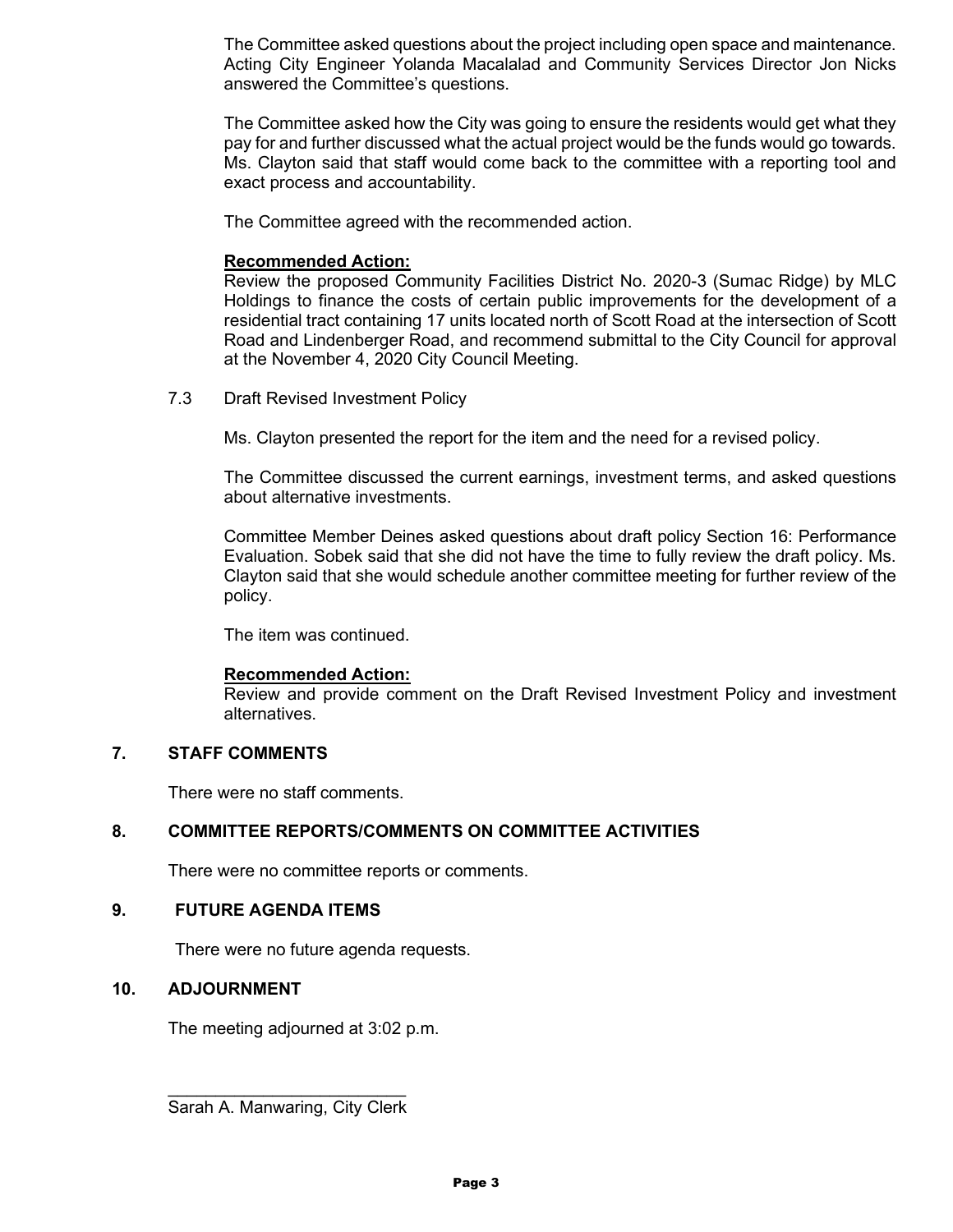The Committee asked questions about the project including open space and maintenance. Acting City Engineer Yolanda Macalalad and Community Services Director Jon Nicks answered the Committee's questions.

The Committee asked how the City was going to ensure the residents would get what they pay for and further discussed what the actual project would be the funds would go towards. Ms. Clayton said that staff would come back to the committee with a reporting tool and exact process and accountability.

The Committee agreed with the recommended action.

**Recommended Action:**
Review the proposed Community Facilities District No. 2020-3 (Sumac Ridge) by MLC Holdings to finance the costs of certain public improvements for the development of a residential tract containing 17 units located north of Scott Road at the intersection of Scott Road and Lindenberger Road, and recommend submittal to the City Council for approval at the November 4, 2020 City Council Meeting.

7.3 Draft Revised Investment Policy

Ms. Clayton presented the report for the item and the need for a revised policy.

The Committee discussed the current earnings, investment terms, and asked questions about alternative investments.

Committee Member Deines asked questions about draft policy Section 16: Performance Evaluation. Sobek said that she did not have the time to fully review the draft policy. Ms. Clayton said that she would schedule another committee meeting for further review of the policy.

The item was continued.

**Recommended Action:**
Review and provide comment on the Draft Revised Investment Policy and investment alternatives.

## 7. STAFF COMMENTS

There were no staff comments.

## 8. COMMITTEE REPORTS/COMMENTS ON COMMITTEE ACTIVITIES

There were no committee reports or comments.

## 9. FUTURE AGENDA ITEMS

There were no future agenda requests.

## 10. ADJOURNMENT

The meeting adjourned at 3:02 p.m.

\_\_\_\_\_\_\_\_\_\_\_\_\_\_\_\_\_\_\_\_\_\_\_\_\_\_
Sarah A. Manwaring, City Clerk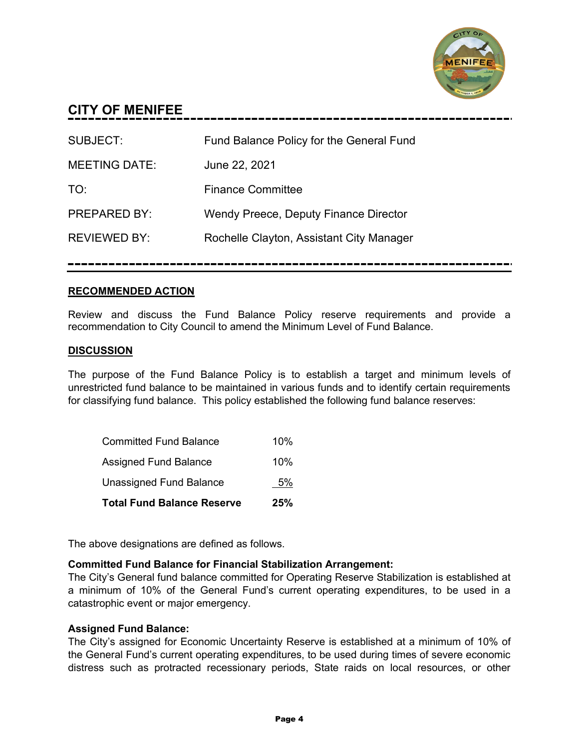## CITY OF MENIFEE

| | |
|---|---|
| SUBJECT: | Fund Balance Policy for the General Fund |
| MEETING DATE: | June 22, 2021 |
| TO: | Finance Committee |
| PREPARED BY: | Wendy Preece, Deputy Finance Director |
| REVIEWED BY: | Rochelle Clayton, Assistant City Manager |

### RECOMMENDED ACTION

Review and discuss the Fund Balance Policy reserve requirements and provide a recommendation to City Council to amend the Minimum Level of Fund Balance.

### DISCUSSION

The purpose of the Fund Balance Policy is to establish a target and minimum levels of unrestricted fund balance to be maintained in various funds and to identify certain requirements for classifying fund balance. This policy established the following fund balance reserves:

| | |
|---|---|
| Committed Fund Balance | 10% |
| Assigned Fund Balance | 10% |
| Unassigned Fund Balance | 5% |
| **Total Fund Balance Reserve** | **25%** |

The above designations are defined as follows.

**Committed Fund Balance for Financial Stabilization Arrangement:**
The City's General fund balance committed for Operating Reserve Stabilization is established at a minimum of 10% of the General Fund's current operating expenditures, to be used in a catastrophic event or major emergency.

**Assigned Fund Balance:**
The City's assigned for Economic Uncertainty Reserve is established at a minimum of 10% of the General Fund's current operating expenditures, to be used during times of severe economic distress such as protracted recessionary periods, State raids on local resources, or other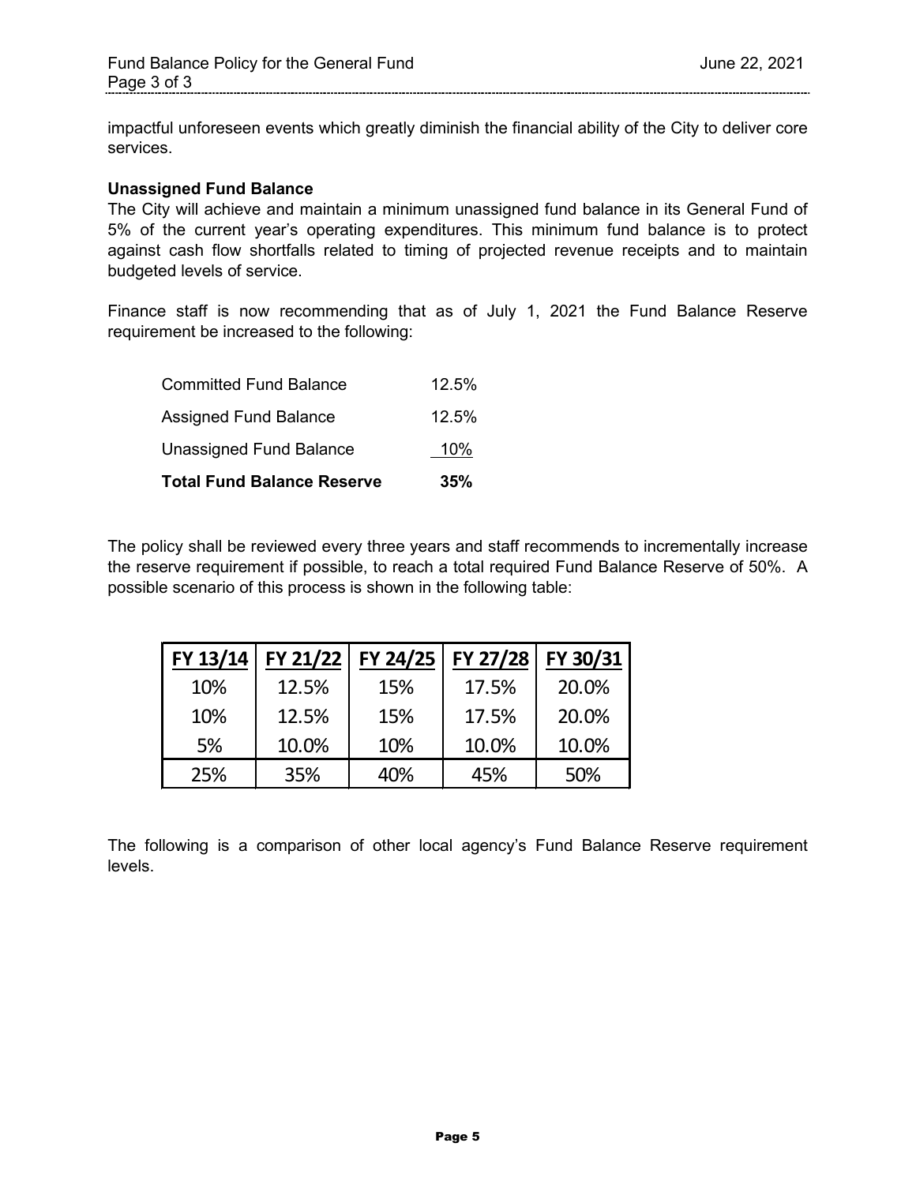impactful unforeseen events which greatly diminish the financial ability of the City to deliver core services.

**Unassigned Fund Balance**
The City will achieve and maintain a minimum unassigned fund balance in its General Fund of 5% of the current year's operating expenditures. This minimum fund balance is to protect against cash flow shortfalls related to timing of projected revenue receipts and to maintain budgeted levels of service.

Finance staff is now recommending that as of July 1, 2021 the Fund Balance Reserve requirement be increased to the following:

| | |
|---|---|
| Committed Fund Balance | 12.5% |
| Assigned Fund Balance | 12.5% |
| Unassigned Fund Balance | 10% |
| **Total Fund Balance Reserve** | **35%** |

The policy shall be reviewed every three years and staff recommends to incrementally increase the reserve requirement if possible, to reach a total required Fund Balance Reserve of 50%. A possible scenario of this process is shown in the following table:

| FY 13/14 | FY 21/22 | FY 24/25 | FY 27/28 | FY 30/31 |
|---|---|---|---|---|
| 10% | 12.5% | 15% | 17.5% | 20.0% |
| 10% | 12.5% | 15% | 17.5% | 20.0% |
| 5% | 10.0% | 10% | 10.0% | 10.0% |
| 25% | 35% | 40% | 45% | 50% |

The following is a comparison of other local agency's Fund Balance Reserve requirement levels.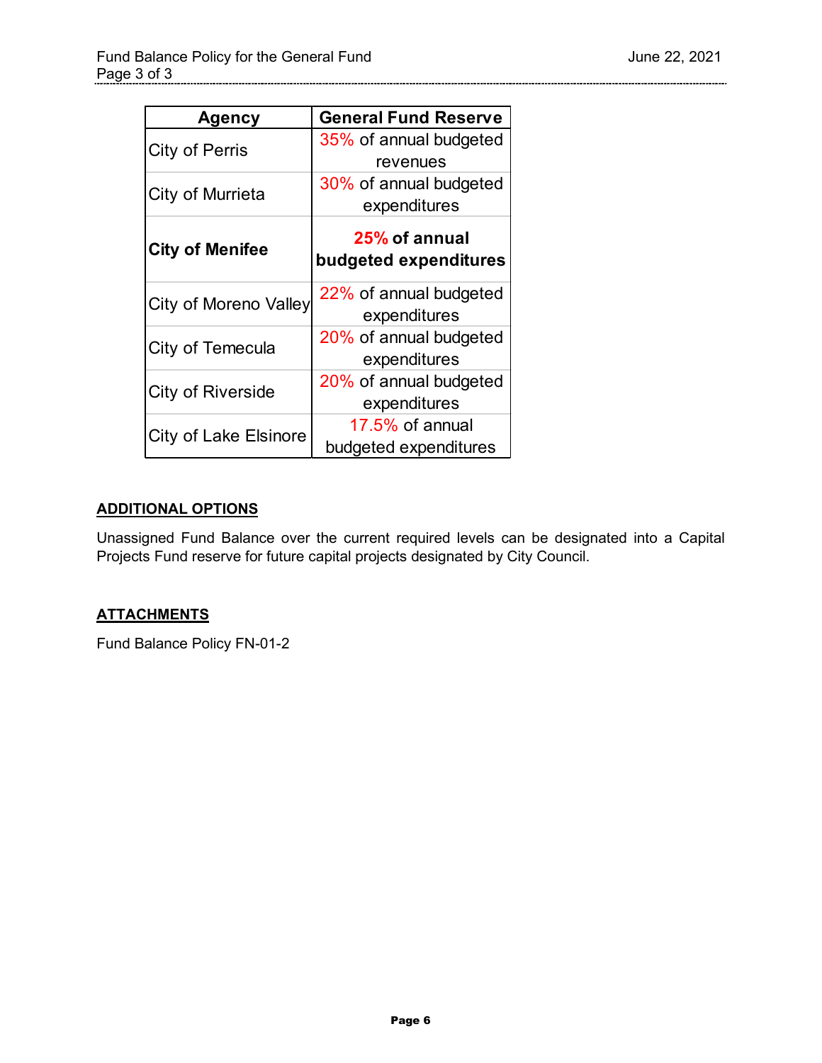| Agency | General Fund Reserve |
| --- | --- |
| City of Perris | 35% of annual budgeted revenues |
| City of Murrieta | 30% of annual budgeted expenditures |
| **City of Menifee** | **25% of annual budgeted expenditures** |
| City of Moreno Valley | 22% of annual budgeted expenditures |
| City of Temecula | 20% of annual budgeted expenditures |
| City of Riverside | 20% of annual budgeted expenditures |
| City of Lake Elsinore | 17.5% of annual budgeted expenditures |

## ADDITIONAL OPTIONS

Unassigned Fund Balance over the current required levels can be designated into a Capital Projects Fund reserve for future capital projects designated by City Council.

## ATTACHMENTS

Fund Balance Policy FN-01-2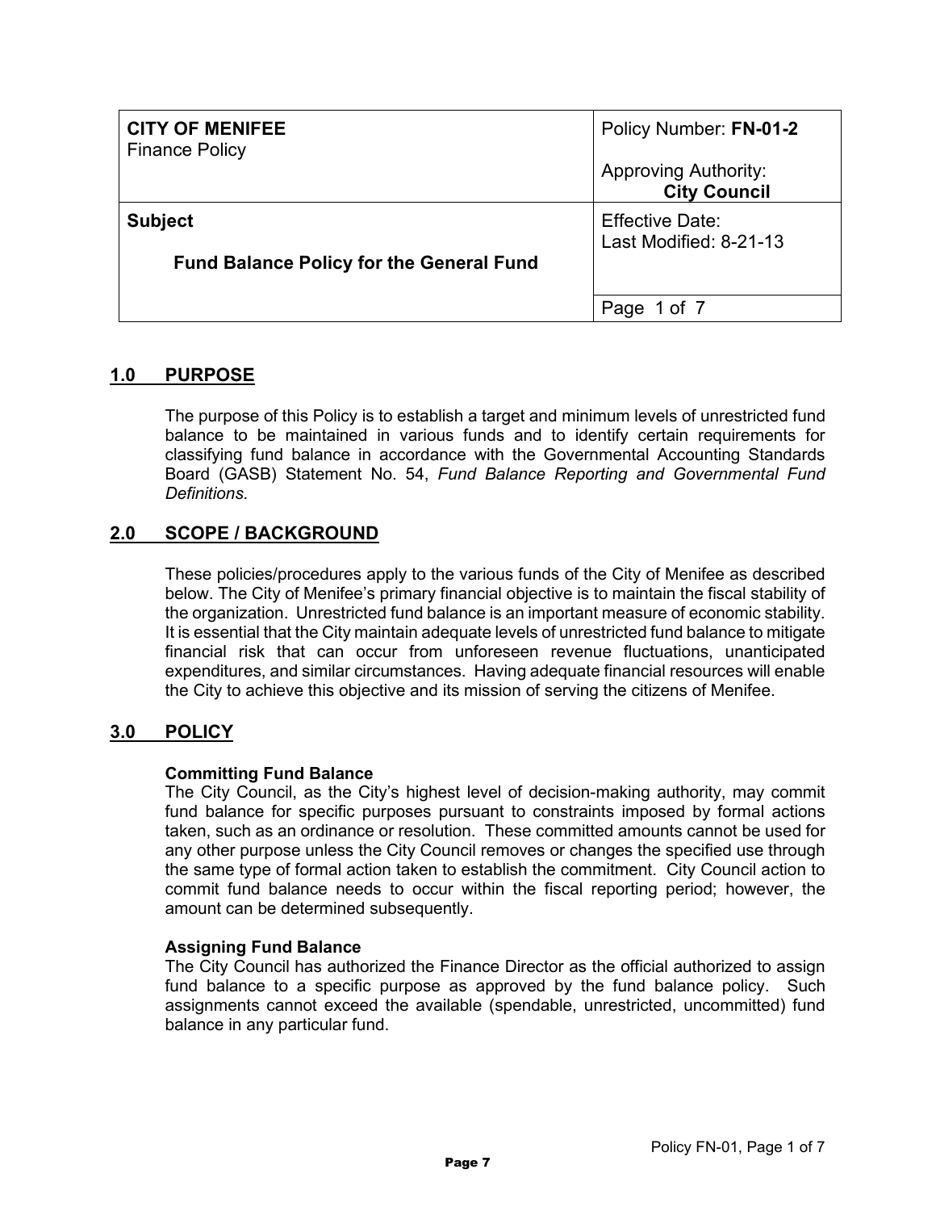| **CITY OF MENIFEE**<br>Finance Policy | Policy Number: **FN-01-2**<br><br>Approving Authority:<br>**City Council** |
|---|---|
| **Subject**<br><br>**Fund Balance Policy for the General Fund** | Effective Date:<br>Last Modified: 8-21-13 |
| | Page 1 of 7 |

## 1.0 PURPOSE

The purpose of this Policy is to establish a target and minimum levels of unrestricted fund balance to be maintained in various funds and to identify certain requirements for classifying fund balance in accordance with the Governmental Accounting Standards Board (GASB) Statement No. 54, *Fund Balance Reporting and Governmental Fund Definitions.*

## 2.0 SCOPE / BACKGROUND

These policies/procedures apply to the various funds of the City of Menifee as described below. The City of Menifee's primary financial objective is to maintain the fiscal stability of the organization. Unrestricted fund balance is an important measure of economic stability. It is essential that the City maintain adequate levels of unrestricted fund balance to mitigate financial risk that can occur from unforeseen revenue fluctuations, unanticipated expenditures, and similar circumstances. Having adequate financial resources will enable the City to achieve this objective and its mission of serving the citizens of Menifee.

## 3.0 POLICY

**Committing Fund Balance**
The City Council, as the City's highest level of decision-making authority, may commit fund balance for specific purposes pursuant to constraints imposed by formal actions taken, such as an ordinance or resolution. These committed amounts cannot be used for any other purpose unless the City Council removes or changes the specified use through the same type of formal action taken to establish the commitment. City Council action to commit fund balance needs to occur within the fiscal reporting period; however, the amount can be determined subsequently.

**Assigning Fund Balance**
The City Council has authorized the Finance Director as the official authorized to assign fund balance to a specific purpose as approved by the fund balance policy. Such assignments cannot exceed the available (spendable, unrestricted, uncommitted) fund balance in any particular fund.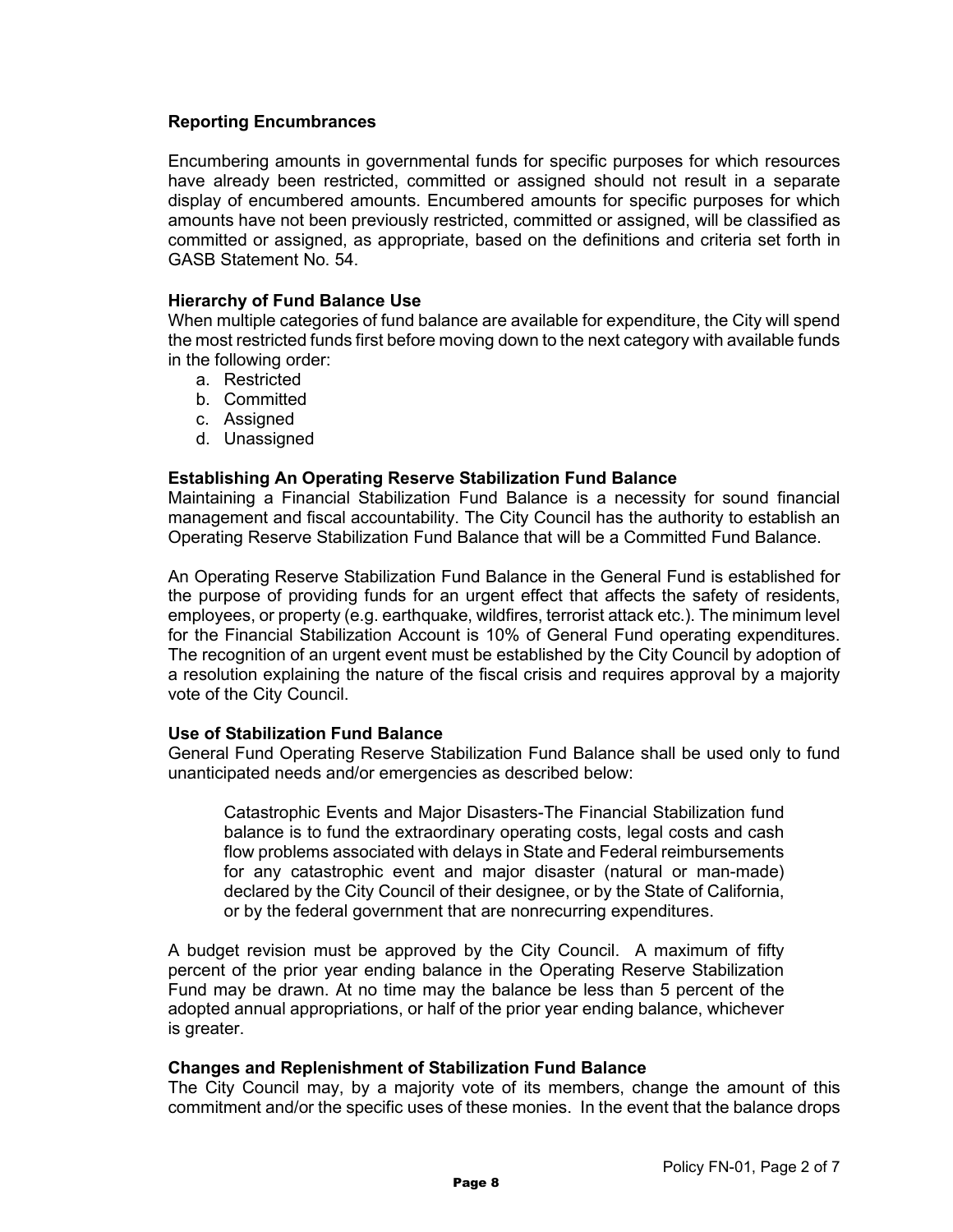**Reporting Encumbrances**

Encumbering amounts in governmental funds for specific purposes for which resources have already been restricted, committed or assigned should not result in a separate display of encumbered amounts. Encumbered amounts for specific purposes for which amounts have not been previously restricted, committed or assigned, will be classified as committed or assigned, as appropriate, based on the definitions and criteria set forth in GASB Statement No. 54.

**Hierarchy of Fund Balance Use**

When multiple categories of fund balance are available for expenditure, the City will spend the most restricted funds first before moving down to the next category with available funds in the following order:

a. Restricted
b. Committed
c. Assigned
d. Unassigned

**Establishing An Operating Reserve Stabilization Fund Balance**

Maintaining a Financial Stabilization Fund Balance is a necessity for sound financial management and fiscal accountability. The City Council has the authority to establish an Operating Reserve Stabilization Fund Balance that will be a Committed Fund Balance.

An Operating Reserve Stabilization Fund Balance in the General Fund is established for the purpose of providing funds for an urgent effect that affects the safety of residents, employees, or property (e.g. earthquake, wildfires, terrorist attack etc.). The minimum level for the Financial Stabilization Account is 10% of General Fund operating expenditures. The recognition of an urgent event must be established by the City Council by adoption of a resolution explaining the nature of the fiscal crisis and requires approval by a majority vote of the City Council.

**Use of Stabilization Fund Balance**

General Fund Operating Reserve Stabilization Fund Balance shall be used only to fund unanticipated needs and/or emergencies as described below:

> Catastrophic Events and Major Disasters-The Financial Stabilization fund balance is to fund the extraordinary operating costs, legal costs and cash flow problems associated with delays in State and Federal reimbursements for any catastrophic event and major disaster (natural or man-made) declared by the City Council of their designee, or by the State of California, or by the federal government that are nonrecurring expenditures.

A budget revision must be approved by the City Council. A maximum of fifty percent of the prior year ending balance in the Operating Reserve Stabilization Fund may be drawn. At no time may the balance be less than 5 percent of the adopted annual appropriations, or half of the prior year ending balance, whichever is greater.

**Changes and Replenishment of Stabilization Fund Balance**

The City Council may, by a majority vote of its members, change the amount of this commitment and/or the specific uses of these monies. In the event that the balance drops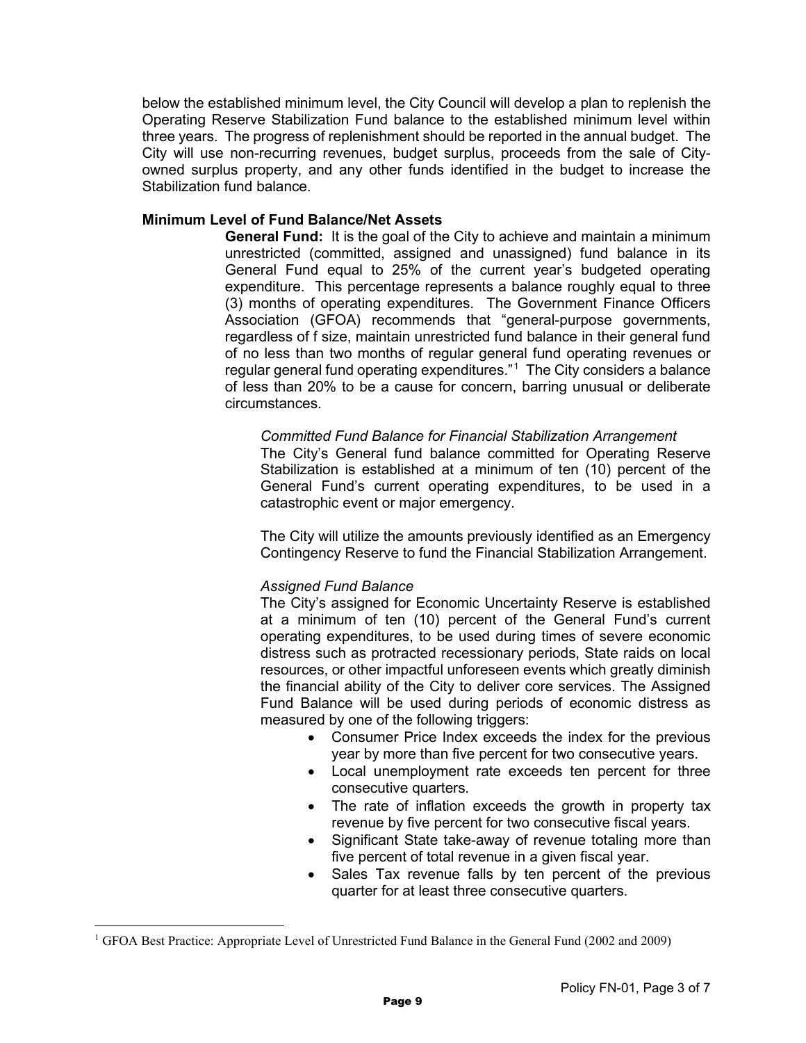below the established minimum level, the City Council will develop a plan to replenish the Operating Reserve Stabilization Fund balance to the established minimum level within three years. The progress of replenishment should be reported in the annual budget. The City will use non-recurring revenues, budget surplus, proceeds from the sale of City-owned surplus property, and any other funds identified in the budget to increase the Stabilization fund balance.

**Minimum Level of Fund Balance/Net Assets**

**General Fund:** It is the goal of the City to achieve and maintain a minimum unrestricted (committed, assigned and unassigned) fund balance in its General Fund equal to 25% of the current year's budgeted operating expenditure. This percentage represents a balance roughly equal to three (3) months of operating expenditures. The Government Finance Officers Association (GFOA) recommends that "general-purpose governments, regardless of f size, maintain unrestricted fund balance in their general fund of no less than two months of regular general fund operating revenues or regular general fund operating expenditures."[1] The City considers a balance of less than 20% to be a cause for concern, barring unusual or deliberate circumstances.

*Committed Fund Balance for Financial Stabilization Arrangement*

The City's General fund balance committed for Operating Reserve Stabilization is established at a minimum of ten (10) percent of the General Fund's current operating expenditures, to be used in a catastrophic event or major emergency.

The City will utilize the amounts previously identified as an Emergency Contingency Reserve to fund the Financial Stabilization Arrangement.

*Assigned Fund Balance*

The City's assigned for Economic Uncertainty Reserve is established at a minimum of ten (10) percent of the General Fund's current operating expenditures, to be used during times of severe economic distress such as protracted recessionary periods, State raids on local resources, or other impactful unforeseen events which greatly diminish the financial ability of the City to deliver core services. The Assigned Fund Balance will be used during periods of economic distress as measured by one of the following triggers:

- Consumer Price Index exceeds the index for the previous year by more than five percent for two consecutive years.
- Local unemployment rate exceeds ten percent for three consecutive quarters.
- The rate of inflation exceeds the growth in property tax revenue by five percent for two consecutive fiscal years.
- Significant State take-away of revenue totaling more than five percent of total revenue in a given fiscal year.
- Sales Tax revenue falls by ten percent of the previous quarter for at least three consecutive quarters.

[1] GFOA Best Practice: Appropriate Level of Unrestricted Fund Balance in the General Fund (2002 and 2009)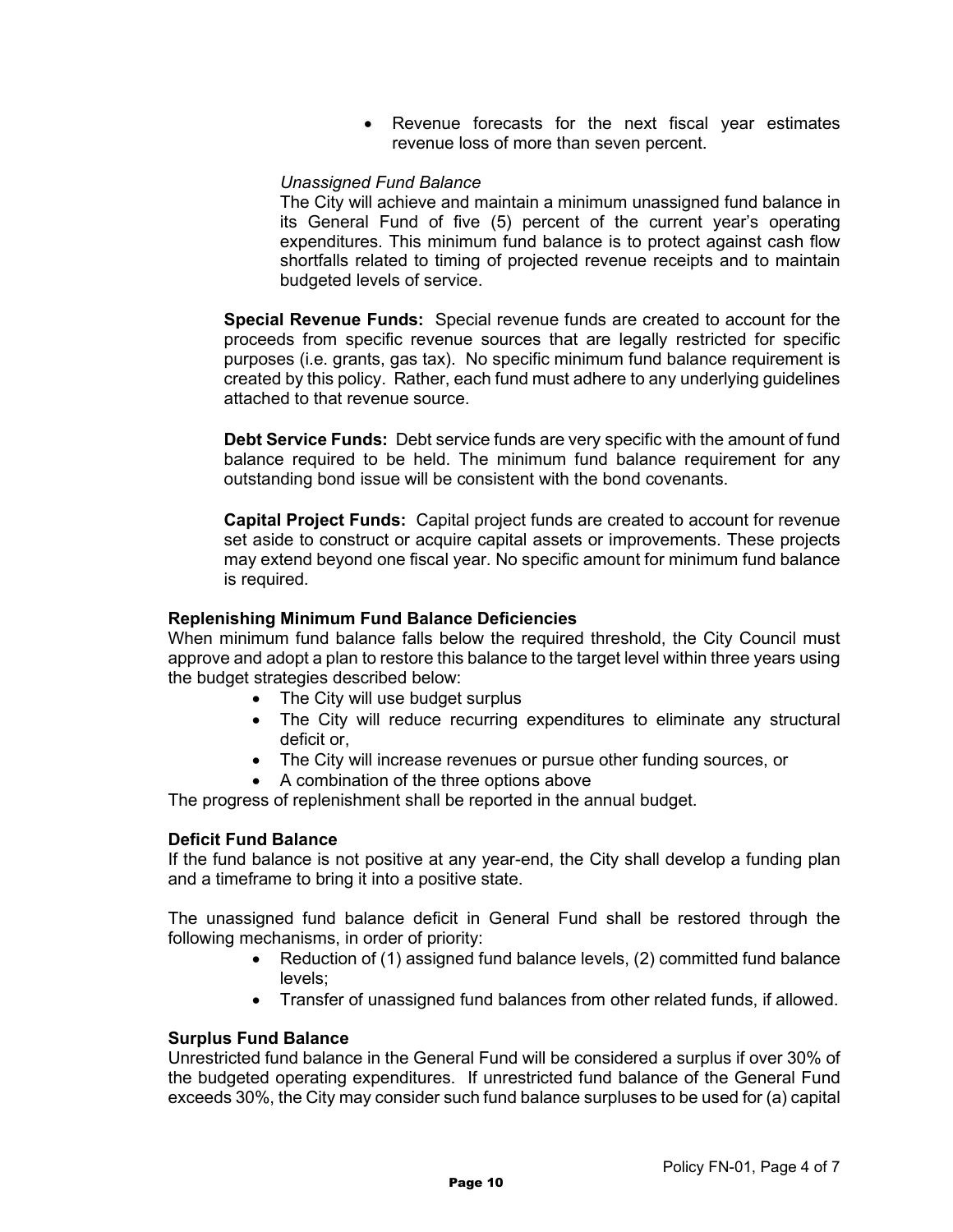- Revenue forecasts for the next fiscal year estimates revenue loss of more than seven percent.

*Unassigned Fund Balance*

The City will achieve and maintain a minimum unassigned fund balance in its General Fund of five (5) percent of the current year's operating expenditures. This minimum fund balance is to protect against cash flow shortfalls related to timing of projected revenue receipts and to maintain budgeted levels of service.

**Special Revenue Funds:** Special revenue funds are created to account for the proceeds from specific revenue sources that are legally restricted for specific purposes (i.e. grants, gas tax). No specific minimum fund balance requirement is created by this policy. Rather, each fund must adhere to any underlying guidelines attached to that revenue source.

**Debt Service Funds:** Debt service funds are very specific with the amount of fund balance required to be held. The minimum fund balance requirement for any outstanding bond issue will be consistent with the bond covenants.

**Capital Project Funds:** Capital project funds are created to account for revenue set aside to construct or acquire capital assets or improvements. These projects may extend beyond one fiscal year. No specific amount for minimum fund balance is required.

**Replenishing Minimum Fund Balance Deficiencies**

When minimum fund balance falls below the required threshold, the City Council must approve and adopt a plan to restore this balance to the target level within three years using the budget strategies described below:

- The City will use budget surplus
- The City will reduce recurring expenditures to eliminate any structural deficit or,
- The City will increase revenues or pursue other funding sources, or
- A combination of the three options above

The progress of replenishment shall be reported in the annual budget.

**Deficit Fund Balance**

If the fund balance is not positive at any year-end, the City shall develop a funding plan and a timeframe to bring it into a positive state.

The unassigned fund balance deficit in General Fund shall be restored through the following mechanisms, in order of priority:

- Reduction of (1) assigned fund balance levels, (2) committed fund balance levels;
- Transfer of unassigned fund balances from other related funds, if allowed.

**Surplus Fund Balance**

Unrestricted fund balance in the General Fund will be considered a surplus if over 30% of the budgeted operating expenditures. If unrestricted fund balance of the General Fund exceeds 30%, the City may consider such fund balance surpluses to be used for (a) capital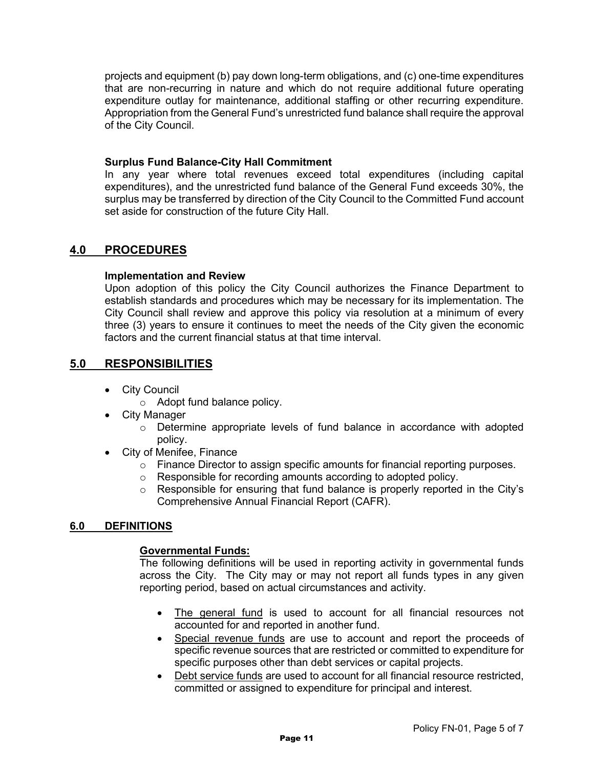projects and equipment (b) pay down long-term obligations, and (c) one-time expenditures that are non-recurring in nature and which do not require additional future operating expenditure outlay for maintenance, additional staffing or other recurring expenditure. Appropriation from the General Fund's unrestricted fund balance shall require the approval of the City Council.

**Surplus Fund Balance-City Hall Commitment**
In any year where total revenues exceed total expenditures (including capital expenditures), and the unrestricted fund balance of the General Fund exceeds 30%, the surplus may be transferred by direction of the City Council to the Committed Fund account set aside for construction of the future City Hall.

## 4.0 PROCEDURES

**Implementation and Review**
Upon adoption of this policy the City Council authorizes the Finance Department to establish standards and procedures which may be necessary for its implementation. The City Council shall review and approve this policy via resolution at a minimum of every three (3) years to ensure it continues to meet the needs of the City given the economic factors and the current financial status at that time interval.

## 5.0 RESPONSIBILITIES

- City Council
  - Adopt fund balance policy.
- City Manager
  - Determine appropriate levels of fund balance in accordance with adopted policy.
- City of Menifee, Finance
  - Finance Director to assign specific amounts for financial reporting purposes.
  - Responsible for recording amounts according to adopted policy.
  - Responsible for ensuring that fund balance is properly reported in the City's Comprehensive Annual Financial Report (CAFR).

## 6.0 DEFINITIONS

**Governmental Funds:**
The following definitions will be used in reporting activity in governmental funds across the City. The City may or may not report all funds types in any given reporting period, based on actual circumstances and activity.

- The general fund is used to account for all financial resources not accounted for and reported in another fund.
- Special revenue funds are use to account and report the proceeds of specific revenue sources that are restricted or committed to expenditure for specific purposes other than debt services or capital projects.
- Debt service funds are used to account for all financial resource restricted, committed or assigned to expenditure for principal and interest.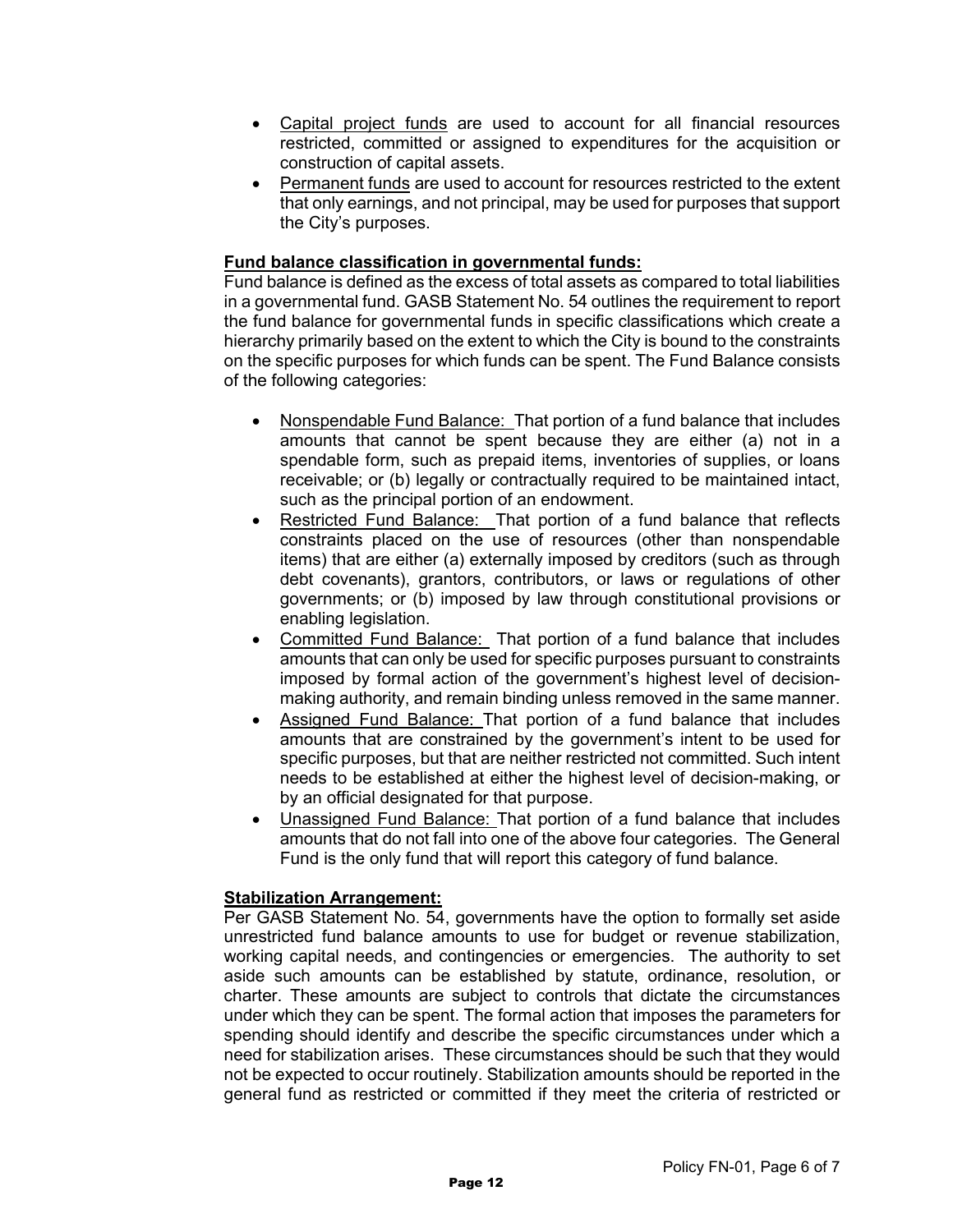- Capital project funds are used to account for all financial resources restricted, committed or assigned to expenditures for the acquisition or construction of capital assets.
- Permanent funds are used to account for resources restricted to the extent that only earnings, and not principal, may be used for purposes that support the City's purposes.

**Fund balance classification in governmental funds:**

Fund balance is defined as the excess of total assets as compared to total liabilities in a governmental fund. GASB Statement No. 54 outlines the requirement to report the fund balance for governmental funds in specific classifications which create a hierarchy primarily based on the extent to which the City is bound to the constraints on the specific purposes for which funds can be spent. The Fund Balance consists of the following categories:

- Nonspendable Fund Balance: That portion of a fund balance that includes amounts that cannot be spent because they are either (a) not in a spendable form, such as prepaid items, inventories of supplies, or loans receivable; or (b) legally or contractually required to be maintained intact, such as the principal portion of an endowment.
- Restricted Fund Balance: That portion of a fund balance that reflects constraints placed on the use of resources (other than nonspendable items) that are either (a) externally imposed by creditors (such as through debt covenants), grantors, contributors, or laws or regulations of other governments; or (b) imposed by law through constitutional provisions or enabling legislation.
- Committed Fund Balance: That portion of a fund balance that includes amounts that can only be used for specific purposes pursuant to constraints imposed by formal action of the government's highest level of decision-making authority, and remain binding unless removed in the same manner.
- Assigned Fund Balance: That portion of a fund balance that includes amounts that are constrained by the government's intent to be used for specific purposes, but that are neither restricted not committed. Such intent needs to be established at either the highest level of decision-making, or by an official designated for that purpose.
- Unassigned Fund Balance: That portion of a fund balance that includes amounts that do not fall into one of the above four categories. The General Fund is the only fund that will report this category of fund balance.

**Stabilization Arrangement:**

Per GASB Statement No. 54, governments have the option to formally set aside unrestricted fund balance amounts to use for budget or revenue stabilization, working capital needs, and contingencies or emergencies. The authority to set aside such amounts can be established by statute, ordinance, resolution, or charter. These amounts are subject to controls that dictate the circumstances under which they can be spent. The formal action that imposes the parameters for spending should identify and describe the specific circumstances under which a need for stabilization arises. These circumstances should be such that they would not be expected to occur routinely. Stabilization amounts should be reported in the general fund as restricted or committed if they meet the criteria of restricted or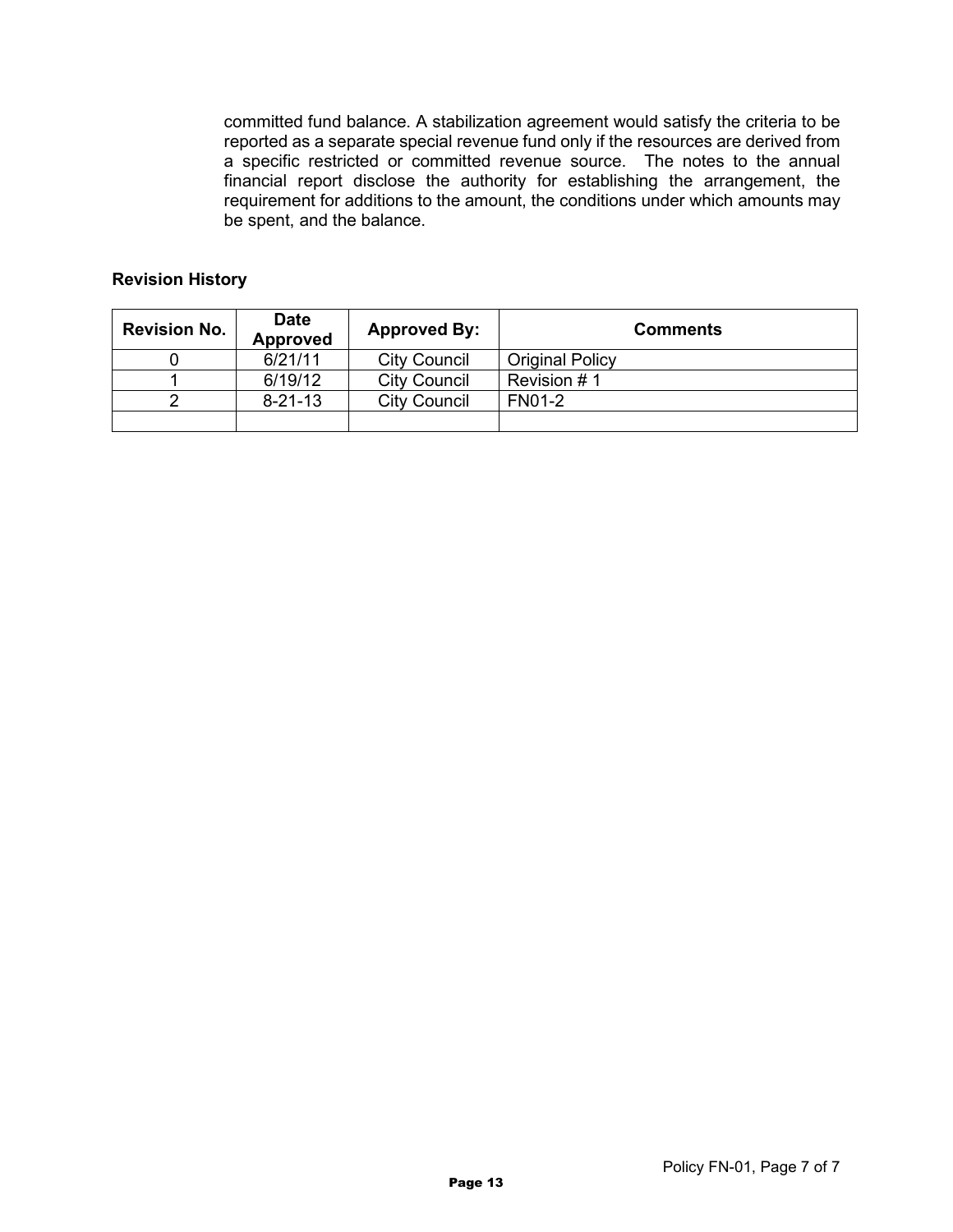committed fund balance. A stabilization agreement would satisfy the criteria to be reported as a separate special revenue fund only if the resources are derived from a specific restricted or committed revenue source. The notes to the annual financial report disclose the authority for establishing the arrangement, the requirement for additions to the amount, the conditions under which amounts may be spent, and the balance.

**Revision History**

| Revision No. | Date Approved | Approved By: | Comments |
|---|---|---|---|
| 0 | 6/21/11 | City Council | Original Policy |
| 1 | 6/19/12 | City Council | Revision # 1 |
| 2 | 8-21-13 | City Council | FN01-2 |
| | | | |